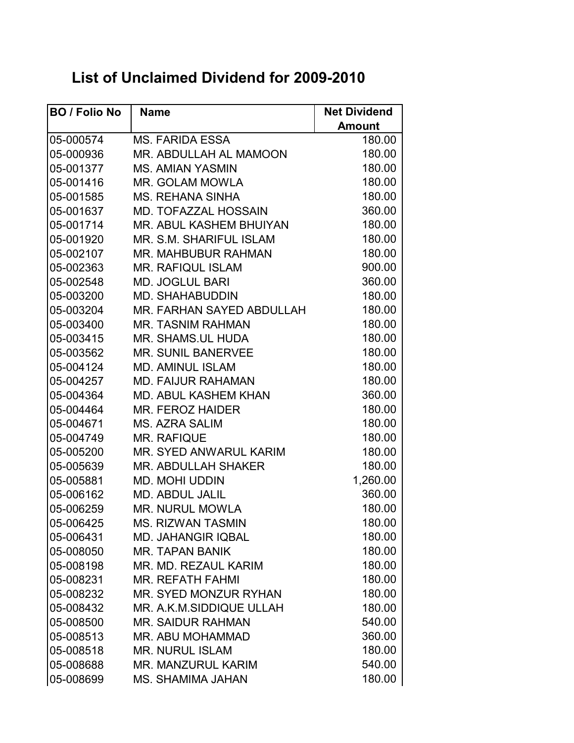# List of Unclaimed Dividend for 2009-2010

| BO / Folio No | Name | Net Dividend Amount |
|---|---|---|
| 05-000574 | MS. FARIDA ESSA | 180.00 |
| 05-000936 | MR. ABDULLAH AL MAMOON | 180.00 |
| 05-001377 | MS. AMIAN YASMIN | 180.00 |
| 05-001416 | MR. GOLAM MOWLA | 180.00 |
| 05-001585 | MS. REHANA SINHA | 180.00 |
| 05-001637 | MD. TOFAZZAL HOSSAIN | 360.00 |
| 05-001714 | MR. ABUL KASHEM BHUIYAN | 180.00 |
| 05-001920 | MR. S.M. SHARIFUL ISLAM | 180.00 |
| 05-002107 | MR. MAHBUBUR RAHMAN | 180.00 |
| 05-002363 | MR. RAFIQUL ISLAM | 900.00 |
| 05-002548 | MD. JOGLUL BARI | 360.00 |
| 05-003200 | MD. SHAHABUDDIN | 180.00 |
| 05-003204 | MR. FARHAN SAYED ABDULLAH | 180.00 |
| 05-003400 | MR. TASNIM RAHMAN | 180.00 |
| 05-003415 | MR. SHAMS.UL HUDA | 180.00 |
| 05-003562 | MR. SUNIL BANERVEE | 180.00 |
| 05-004124 | MD. AMINUL ISLAM | 180.00 |
| 05-004257 | MD. FAIJUR RAHAMAN | 180.00 |
| 05-004364 | MD. ABUL KASHEM KHAN | 360.00 |
| 05-004464 | MR. FEROZ HAIDER | 180.00 |
| 05-004671 | MS. AZRA SALIM | 180.00 |
| 05-004749 | MR. RAFIQUE | 180.00 |
| 05-005200 | MR. SYED ANWARUL KARIM | 180.00 |
| 05-005639 | MR. ABDULLAH SHAKER | 180.00 |
| 05-005881 | MD. MOHI UDDIN | 1,260.00 |
| 05-006162 | MD. ABDUL JALIL | 360.00 |
| 05-006259 | MR. NURUL MOWLA | 180.00 |
| 05-006425 | MS. RIZWAN TASMIN | 180.00 |
| 05-006431 | MD. JAHANGIR IQBAL | 180.00 |
| 05-008050 | MR. TAPAN BANIK | 180.00 |
| 05-008198 | MR. MD. REZAUL KARIM | 180.00 |
| 05-008231 | MR. REFATH FAHMI | 180.00 |
| 05-008232 | MR. SYED MONZUR RYHAN | 180.00 |
| 05-008432 | MR. A.K.M.SIDDIQUE ULLAH | 180.00 |
| 05-008500 | MR. SAIDUR RAHMAN | 540.00 |
| 05-008513 | MR. ABU MOHAMMAD | 360.00 |
| 05-008518 | MR. NURUL ISLAM | 180.00 |
| 05-008688 | MR. MANZURUL KARIM | 540.00 |
| 05-008699 | MS. SHAMIMA JAHAN | 180.00 |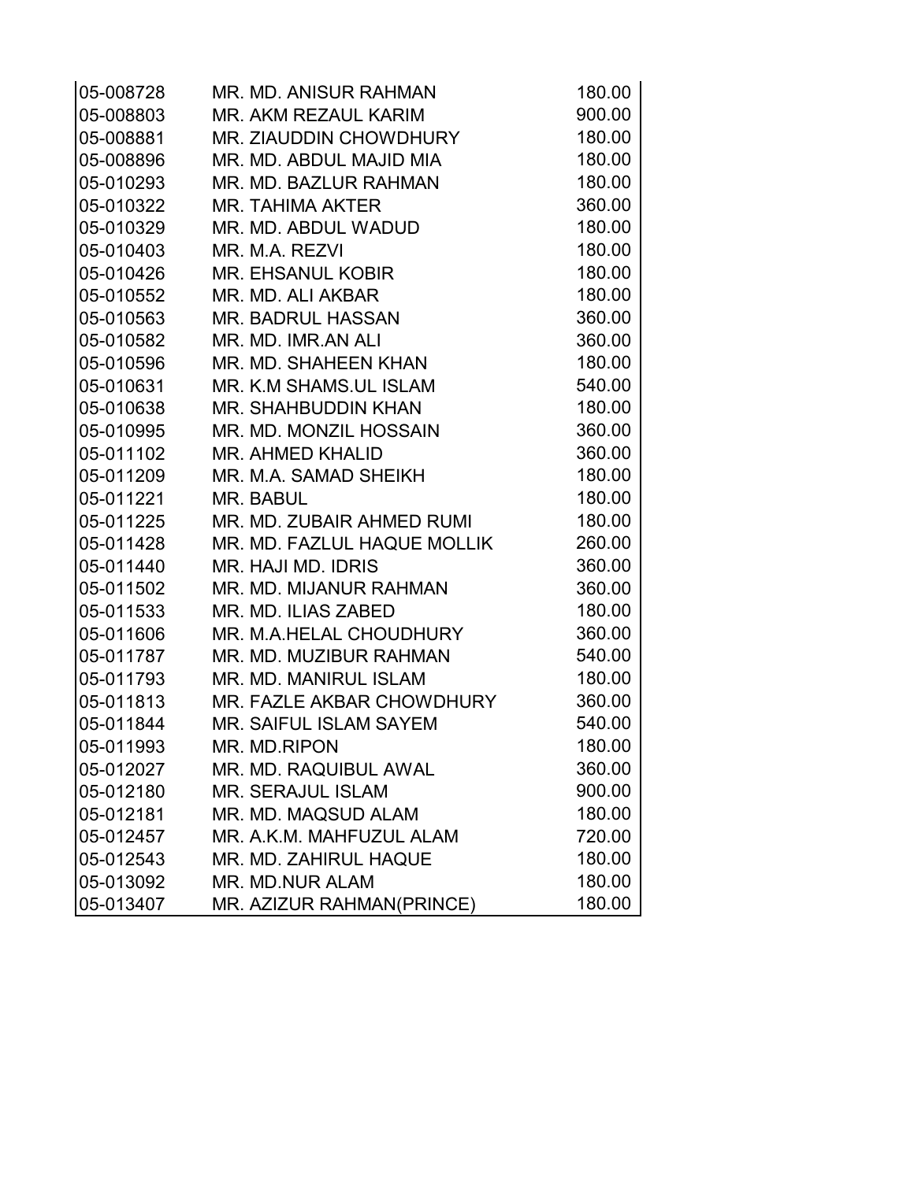| | | |
|---|---|---|
| 05-008728 | MR. MD. ANISUR RAHMAN | 180.00 |
| 05-008803 | MR. AKM REZAUL KARIM | 900.00 |
| 05-008881 | MR. ZIAUDDIN CHOWDHURY | 180.00 |
| 05-008896 | MR. MD. ABDUL MAJID MIA | 180.00 |
| 05-010293 | MR. MD. BAZLUR RAHMAN | 180.00 |
| 05-010322 | MR. TAHIMA AKTER | 360.00 |
| 05-010329 | MR. MD. ABDUL WADUD | 180.00 |
| 05-010403 | MR. M.A. REZVI | 180.00 |
| 05-010426 | MR. EHSANUL KOBIR | 180.00 |
| 05-010552 | MR. MD. ALI AKBAR | 180.00 |
| 05-010563 | MR. BADRUL HASSAN | 360.00 |
| 05-010582 | MR. MD. IMR.AN ALI | 360.00 |
| 05-010596 | MR. MD. SHAHEEN KHAN | 180.00 |
| 05-010631 | MR. K.M SHAMS.UL ISLAM | 540.00 |
| 05-010638 | MR. SHAHBUDDIN KHAN | 180.00 |
| 05-010995 | MR. MD. MONZIL HOSSAIN | 360.00 |
| 05-011102 | MR. AHMED KHALID | 360.00 |
| 05-011209 | MR. M.A. SAMAD SHEIKH | 180.00 |
| 05-011221 | MR. BABUL | 180.00 |
| 05-011225 | MR. MD. ZUBAIR AHMED RUMI | 180.00 |
| 05-011428 | MR. MD. FAZLUL HAQUE MOLLIK | 260.00 |
| 05-011440 | MR. HAJI MD. IDRIS | 360.00 |
| 05-011502 | MR. MD. MIJANUR RAHMAN | 360.00 |
| 05-011533 | MR. MD. ILIAS ZABED | 180.00 |
| 05-011606 | MR. M.A.HELAL CHOUDHURY | 360.00 |
| 05-011787 | MR. MD. MUZIBUR RAHMAN | 540.00 |
| 05-011793 | MR. MD. MANIRUL ISLAM | 180.00 |
| 05-011813 | MR. FAZLE AKBAR CHOWDHURY | 360.00 |
| 05-011844 | MR. SAIFUL ISLAM SAYEM | 540.00 |
| 05-011993 | MR. MD.RIPON | 180.00 |
| 05-012027 | MR. MD. RAQUIBUL AWAL | 360.00 |
| 05-012180 | MR. SERAJUL ISLAM | 900.00 |
| 05-012181 | MR. MD. MAQSUD ALAM | 180.00 |
| 05-012457 | MR. A.K.M. MAHFUZUL ALAM | 720.00 |
| 05-012543 | MR. MD. ZAHIRUL HAQUE | 180.00 |
| 05-013092 | MR. MD.NUR ALAM | 180.00 |
| 05-013407 | MR. AZIZUR RAHMAN(PRINCE) | 180.00 |